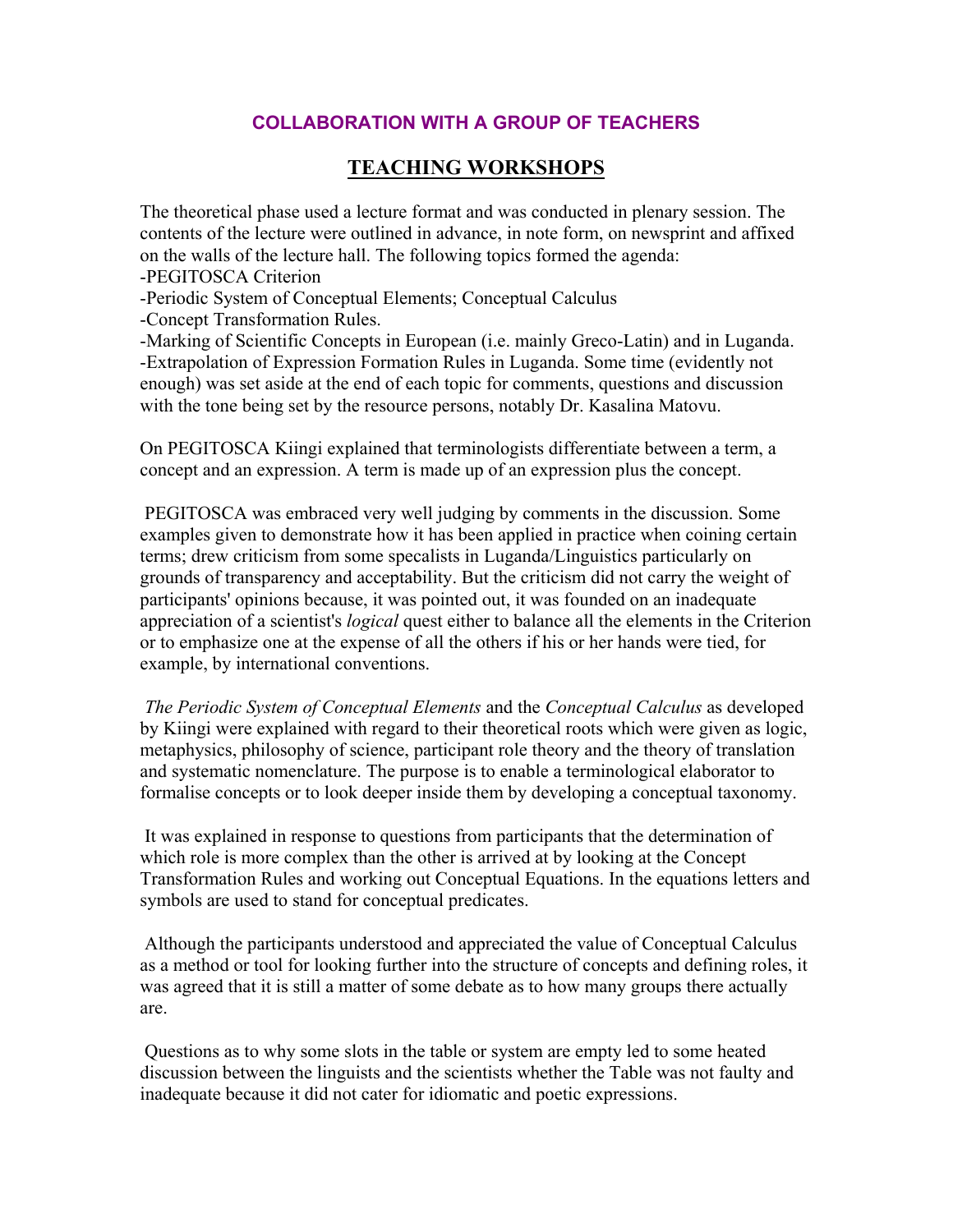### COLLABORATION WITH A GROUP OF TEACHERS

## TEACHING WORKSHOPS

The theoretical phase used a lecture format and was conducted in plenary session. The contents of the lecture were outlined in advance, in note form, on newsprint and affixed on the walls of the lecture hall. The following topics formed the agenda:

-PEGITOSCA Criterion

-Periodic System of Conceptual Elements; Conceptual Calculus

-Concept Transformation Rules.

-Marking of Scientific Concepts in European (i.e. mainly Greco-Latin) and in Luganda.

-Extrapolation of Expression Formation Rules in Luganda. Some time (evidently not enough) was set aside at the end of each topic for comments, questions and discussion with the tone being set by the resource persons, notably Dr. Kasalina Matovu.

On PEGITOSCA Kiingi explained that terminologists differentiate between a term, a concept and an expression. A term is made up of an expression plus the concept.

PEGITOSCA was embraced very well judging by comments in the discussion. Some examples given to demonstrate how it has been applied in practice when coining certain terms; drew criticism from some specalists in Luganda/Linguistics particularly on grounds of transparency and acceptability. But the criticism did not carry the weight of participants' opinions because, it was pointed out, it was founded on an inadequate appreciation of a scientist's *logical* quest either to balance all the elements in the Criterion or to emphasize one at the expense of all the others if his or her hands were tied, for example, by international conventions.

*The Periodic System of Conceptual Elements* and the *Conceptual Calculus* as developed by Kiingi were explained with regard to their theoretical roots which were given as logic, metaphysics, philosophy of science, participant role theory and the theory of translation and systematic nomenclature. The purpose is to enable a terminological elaborator to formalise concepts or to look deeper inside them by developing a conceptual taxonomy.

It was explained in response to questions from participants that the determination of which role is more complex than the other is arrived at by looking at the Concept Transformation Rules and working out Conceptual Equations. In the equations letters and symbols are used to stand for conceptual predicates.

Although the participants understood and appreciated the value of Conceptual Calculus as a method or tool for looking further into the structure of concepts and defining roles, it was agreed that it is still a matter of some debate as to how many groups there actually are.

Questions as to why some slots in the table or system are empty led to some heated discussion between the linguists and the scientists whether the Table was not faulty and inadequate because it did not cater for idiomatic and poetic expressions.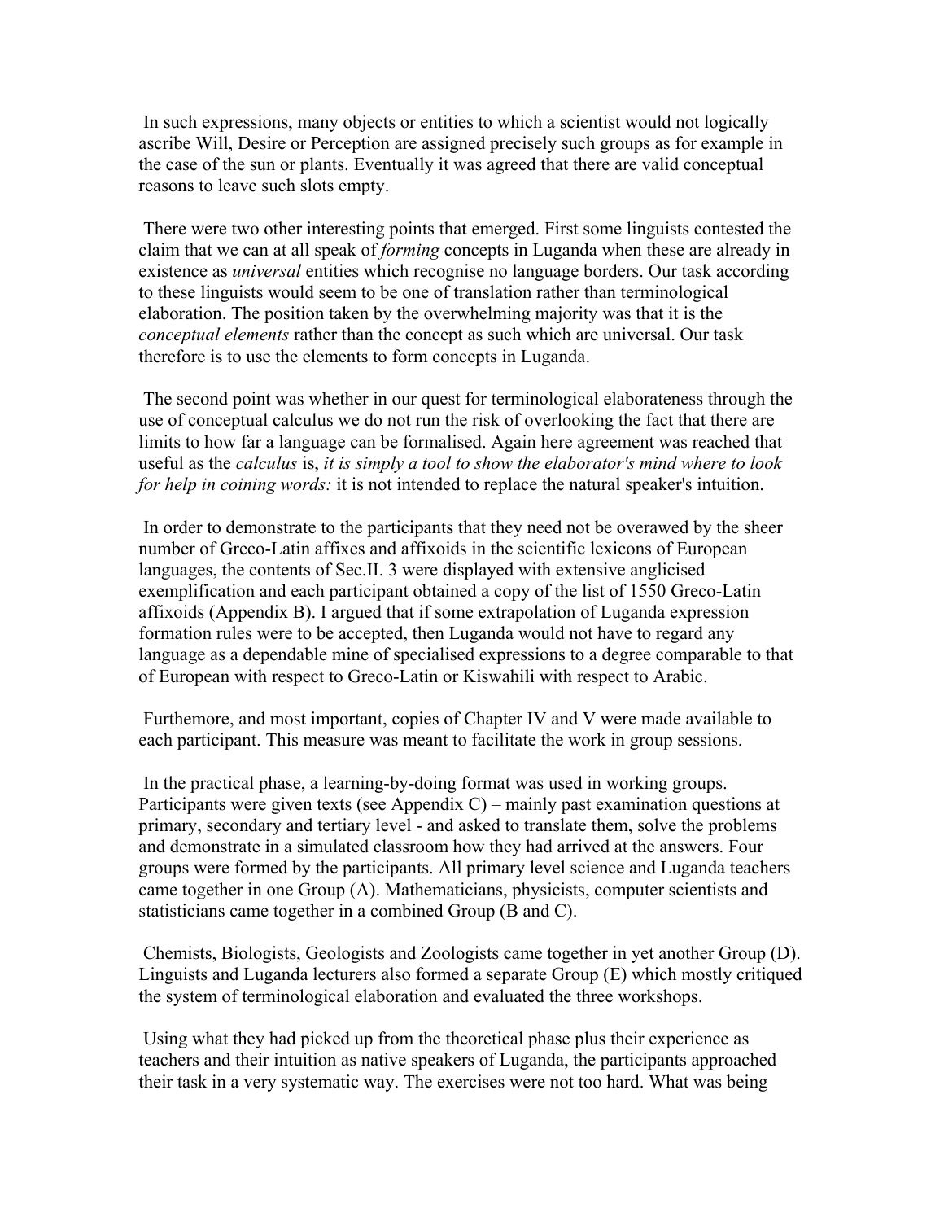In such expressions, many objects or entities to which a scientist would not logically ascribe Will, Desire or Perception are assigned precisely such groups as for example in the case of the sun or plants. Eventually it was agreed that there are valid conceptual reasons to leave such slots empty.

There were two other interesting points that emerged. First some linguists contested the claim that we can at all speak of *forming* concepts in Luganda when these are already in existence as *universal* entities which recognise no language borders. Our task according to these linguists would seem to be one of translation rather than terminological elaboration. The position taken by the overwhelming majority was that it is the *conceptual elements* rather than the concept as such which are universal. Our task therefore is to use the elements to form concepts in Luganda.

The second point was whether in our quest for terminological elaborateness through the use of conceptual calculus we do not run the risk of overlooking the fact that there are limits to how far a language can be formalised. Again here agreement was reached that useful as the *calculus* is, *it is simply a tool to show the elaborator's mind where to look for help in coining words:* it is not intended to replace the natural speaker's intuition.

In order to demonstrate to the participants that they need not be overawed by the sheer number of Greco-Latin affixes and affixoids in the scientific lexicons of European languages, the contents of Sec.II. 3 were displayed with extensive anglicised exemplification and each participant obtained a copy of the list of 1550 Greco-Latin affixoids (Appendix B). I argued that if some extrapolation of Luganda expression formation rules were to be accepted, then Luganda would not have to regard any language as a dependable mine of specialised expressions to a degree comparable to that of European with respect to Greco-Latin or Kiswahili with respect to Arabic.

Furthemore, and most important, copies of Chapter IV and V were made available to each participant. This measure was meant to facilitate the work in group sessions.

In the practical phase, a learning-by-doing format was used in working groups. Participants were given texts (see Appendix C) – mainly past examination questions at primary, secondary and tertiary level - and asked to translate them, solve the problems and demonstrate in a simulated classroom how they had arrived at the answers. Four groups were formed by the participants. All primary level science and Luganda teachers came together in one Group (A). Mathematicians, physicists, computer scientists and statisticians came together in a combined Group (B and C).

Chemists, Biologists, Geologists and Zoologists came together in yet another Group (D). Linguists and Luganda lecturers also formed a separate Group (E) which mostly critiqued the system of terminological elaboration and evaluated the three workshops.

Using what they had picked up from the theoretical phase plus their experience as teachers and their intuition as native speakers of Luganda, the participants approached their task in a very systematic way. The exercises were not too hard. What was being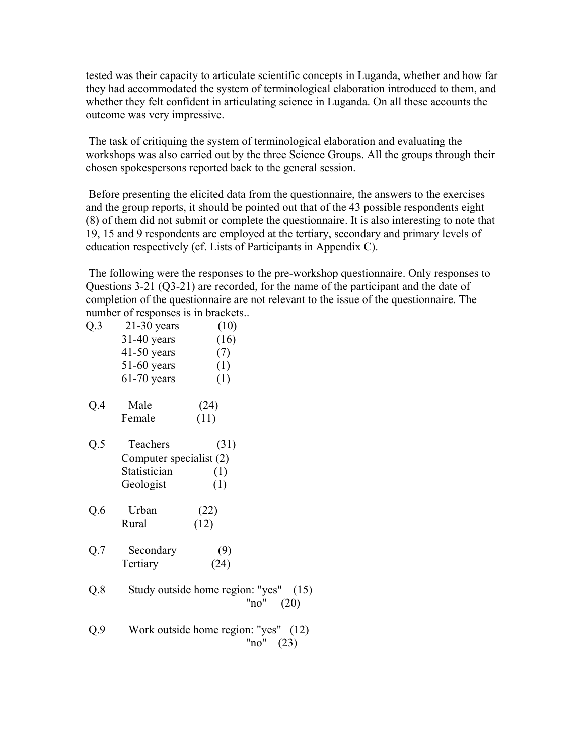tested was their capacity to articulate scientific concepts in Luganda, whether and how far they had accommodated the system of terminological elaboration introduced to them, and whether they felt confident in articulating science in Luganda. On all these accounts the outcome was very impressive.

The task of critiquing the system of terminological elaboration and evaluating the workshops was also carried out by the three Science Groups. All the groups through their chosen spokespersons reported back to the general session.

Before presenting the elicited data from the questionnaire, the answers to the exercises and the group reports, it should be pointed out that of the 43 possible respondents eight (8) of them did not submit or complete the questionnaire. It is also interesting to note that 19, 15 and 9 respondents are employed at the tertiary, secondary and primary levels of education respectively (cf. Lists of Participants in Appendix C).

The following were the responses to the pre-workshop questionnaire. Only responses to Questions 3-21 (Q3-21) are recorded, for the name of the participant and the date of completion of the questionnaire are not relevant to the issue of the questionnaire. The number of responses is in brackets..

Q.3 21-30 years (10)
31-40 years (16)
41-50 years (7)
51-60 years (1)
61-70 years (1)

Q.4 Male (24)
Female (11)

Q.5 Teachers (31)
Computer specialist (2)
Statistician (1)
Geologist (1)

Q.6 Urban (22)
Rural (12)

Q.7 Secondary (9)
Tertiary (24)

Q.8 Study outside home region: "yes" (15)
"no" (20)

Q.9 Work outside home region: "yes" (12)
"no" (23)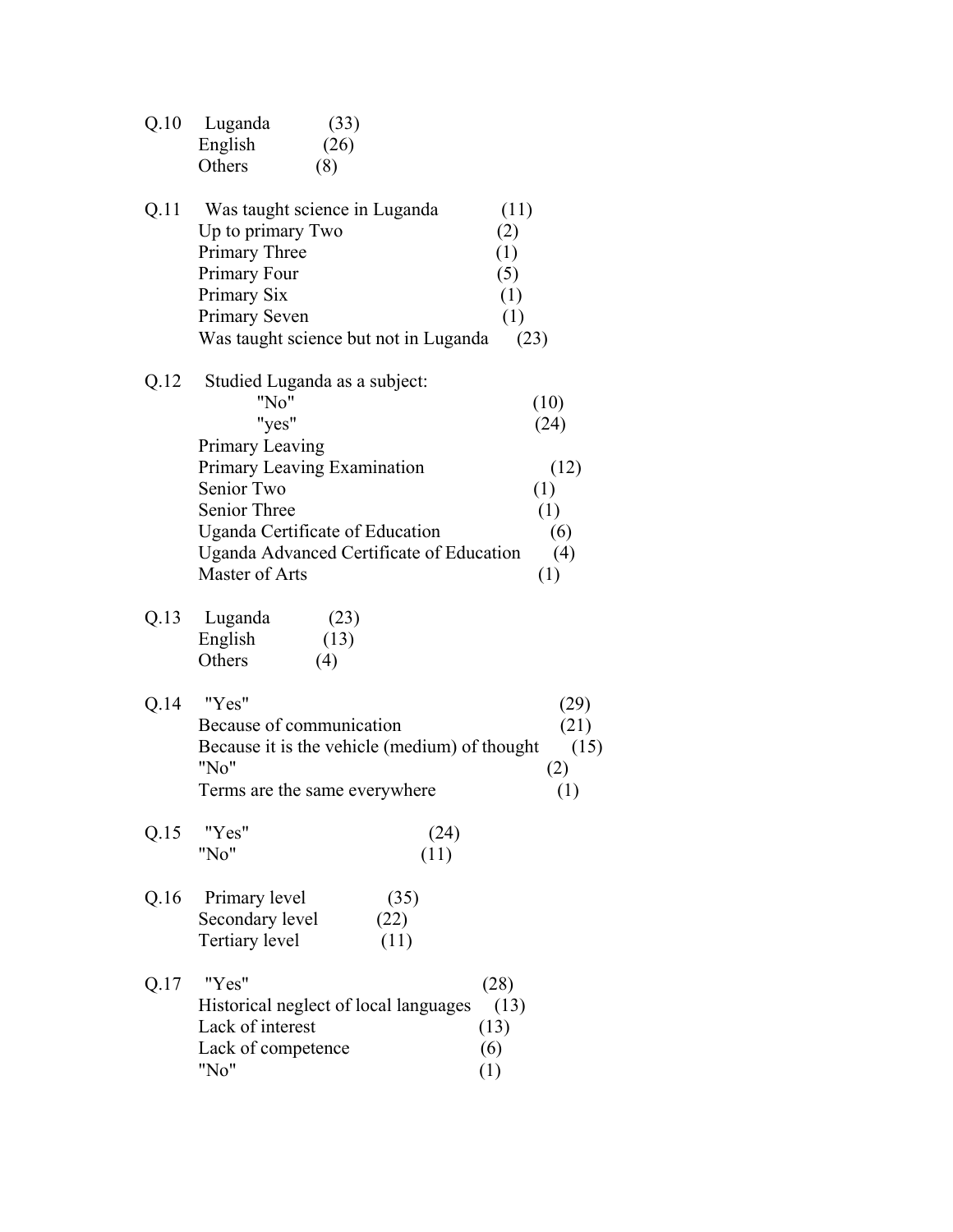Q.10 Luganda (33)
English (26)
Others (8)

Q.11 Was taught science in Luganda (11)
Up to primary Two (2)
Primary Three (1)
Primary Four (5)
Primary Six (1)
Primary Seven (1)
Was taught science but not in Luganda (23)

Q.12 Studied Luganda as a subject:
"No" (10)
"yes" (24)
Primary Leaving
Primary Leaving Examination (12)
Senior Two (1)
Senior Three (1)
Uganda Certificate of Education (6)
Uganda Advanced Certificate of Education (4)
Master of Arts (1)

Q.13 Luganda (23)
English (13)
Others (4)

Q.14 "Yes" (29)
Because of communication (21)
Because it is the vehicle (medium) of thought (15)
"No" (2)
Terms are the same everywhere (1)

Q.15 "Yes" (24)
"No" (11)

Q.16 Primary level (35)
Secondary level (22)
Tertiary level (11)

Q.17 "Yes" (28)
Historical neglect of local languages (13)
Lack of interest (13)
Lack of competence (6)
"No" (1)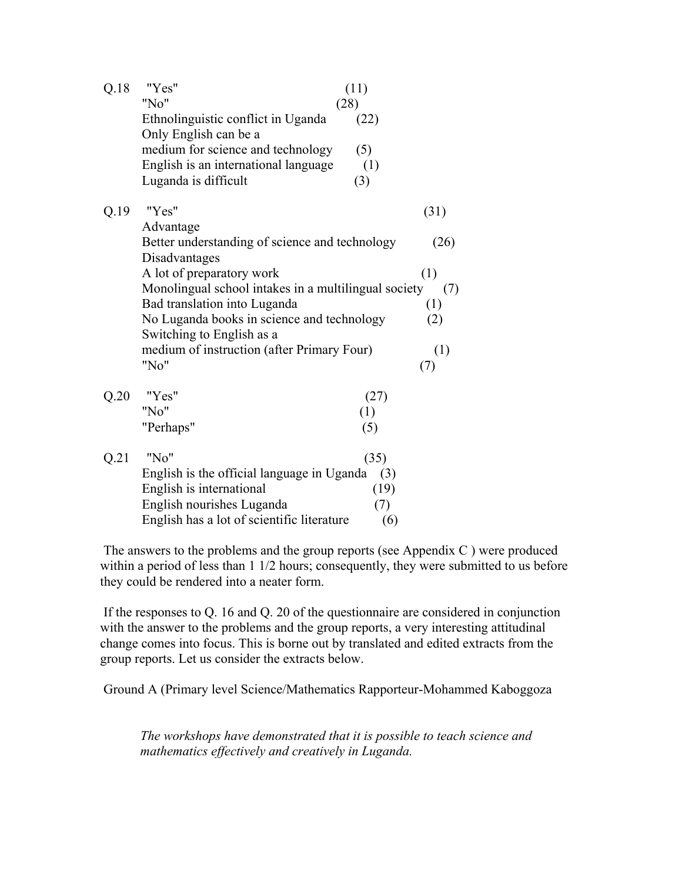Q.18 "Yes" (11)
"No" (28)
Ethnolinguistic conflict in Uganda (22)
Only English can be a
medium for science and technology (5)
English is an international language (1)
Luganda is difficult (3)

Q.19 "Yes" (31)
Advantage
Better understanding of science and technology (26)
Disadvantages
A lot of preparatory work (1)
Monolingual school intakes in a multilingual society (7)
Bad translation into Luganda (1)
No Luganda books in science and technology (2)
Switching to English as a
medium of instruction (after Primary Four) (1)
"No" (7)

Q.20 "Yes" (27)
"No" (1)
"Perhaps" (5)

Q.21 "No" (35)
English is the official language in Uganda (3)
English is international (19)
English nourishes Luganda (7)
English has a lot of scientific literature (6)

The answers to the problems and the group reports (see Appendix C ) were produced within a period of less than 1 1/2 hours; consequently, they were submitted to us before they could be rendered into a neater form.

If the responses to Q. 16 and Q. 20 of the questionnaire are considered in conjunction with the answer to the problems and the group reports, a very interesting attitudinal change comes into focus. This is borne out by translated and edited extracts from the group reports. Let us consider the extracts below.

Ground A (Primary level Science/Mathematics Rapporteur-Mohammed Kaboggoza

> *The workshops have demonstrated that it is possible to teach science and mathematics effectively and creatively in Luganda.*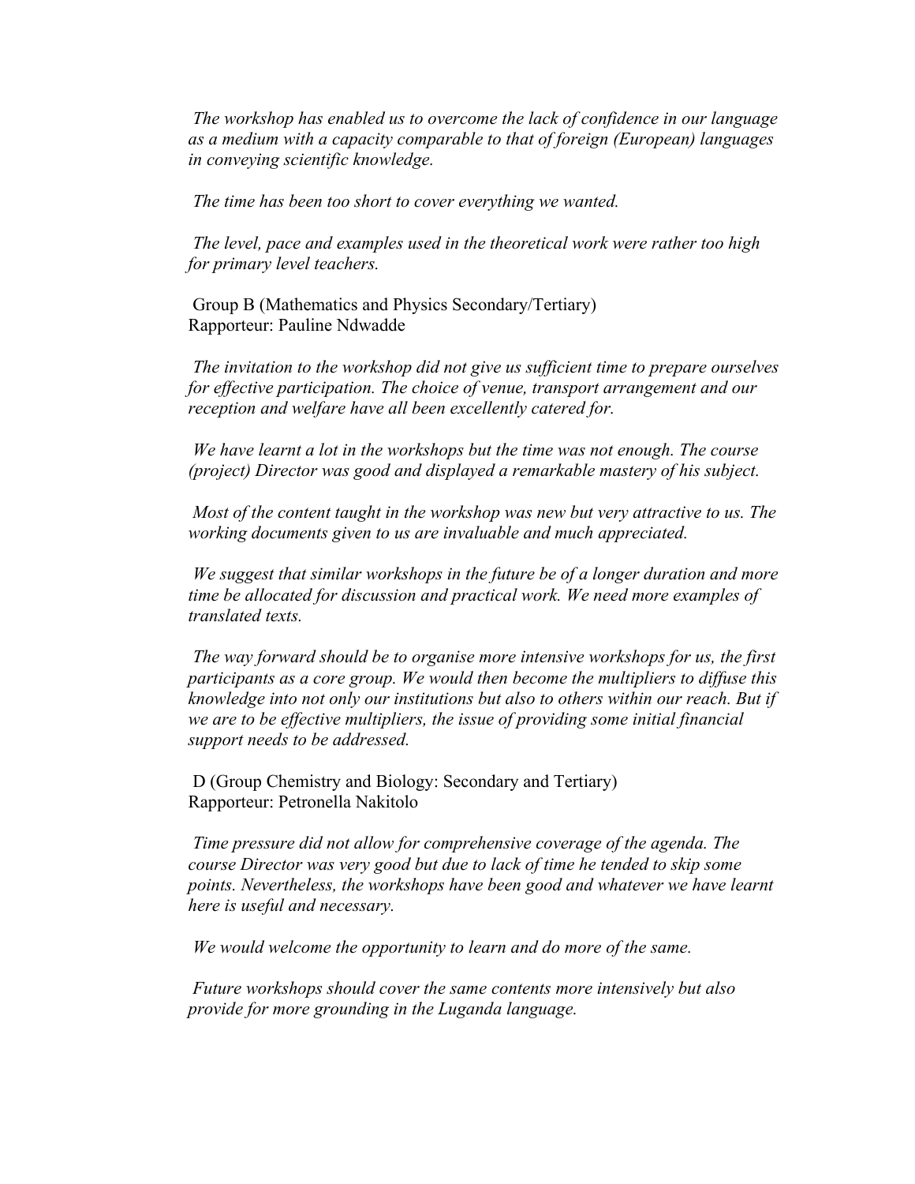*The workshop has enabled us to overcome the lack of confidence in our language as a medium with a capacity comparable to that of foreign (European) languages in conveying scientific knowledge.*

*The time has been too short to cover everything we wanted.*

*The level, pace and examples used in the theoretical work were rather too high for primary level teachers.*

Group B (Mathematics and Physics Secondary/Tertiary)
Rapporteur: Pauline Ndwadde

*The invitation to the workshop did not give us sufficient time to prepare ourselves for effective participation. The choice of venue, transport arrangement and our reception and welfare have all been excellently catered for.*

*We have learnt a lot in the workshops but the time was not enough. The course (project) Director was good and displayed a remarkable mastery of his subject.*

*Most of the content taught in the workshop was new but very attractive to us. The working documents given to us are invaluable and much appreciated.*

*We suggest that similar workshops in the future be of a longer duration and more time be allocated for discussion and practical work. We need more examples of translated texts.*

*The way forward should be to organise more intensive workshops for us, the first participants as a core group. We would then become the multipliers to diffuse this knowledge into not only our institutions but also to others within our reach. But if we are to be effective multipliers, the issue of providing some initial financial support needs to be addressed.*

D (Group Chemistry and Biology: Secondary and Tertiary)
Rapporteur: Petronella Nakitolo

*Time pressure did not allow for comprehensive coverage of the agenda. The course Director was very good but due to lack of time he tended to skip some points. Nevertheless, the workshops have been good and whatever we have learnt here is useful and necessary.*

*We would welcome the opportunity to learn and do more of the same.*

*Future workshops should cover the same contents more intensively but also provide for more grounding in the Luganda language.*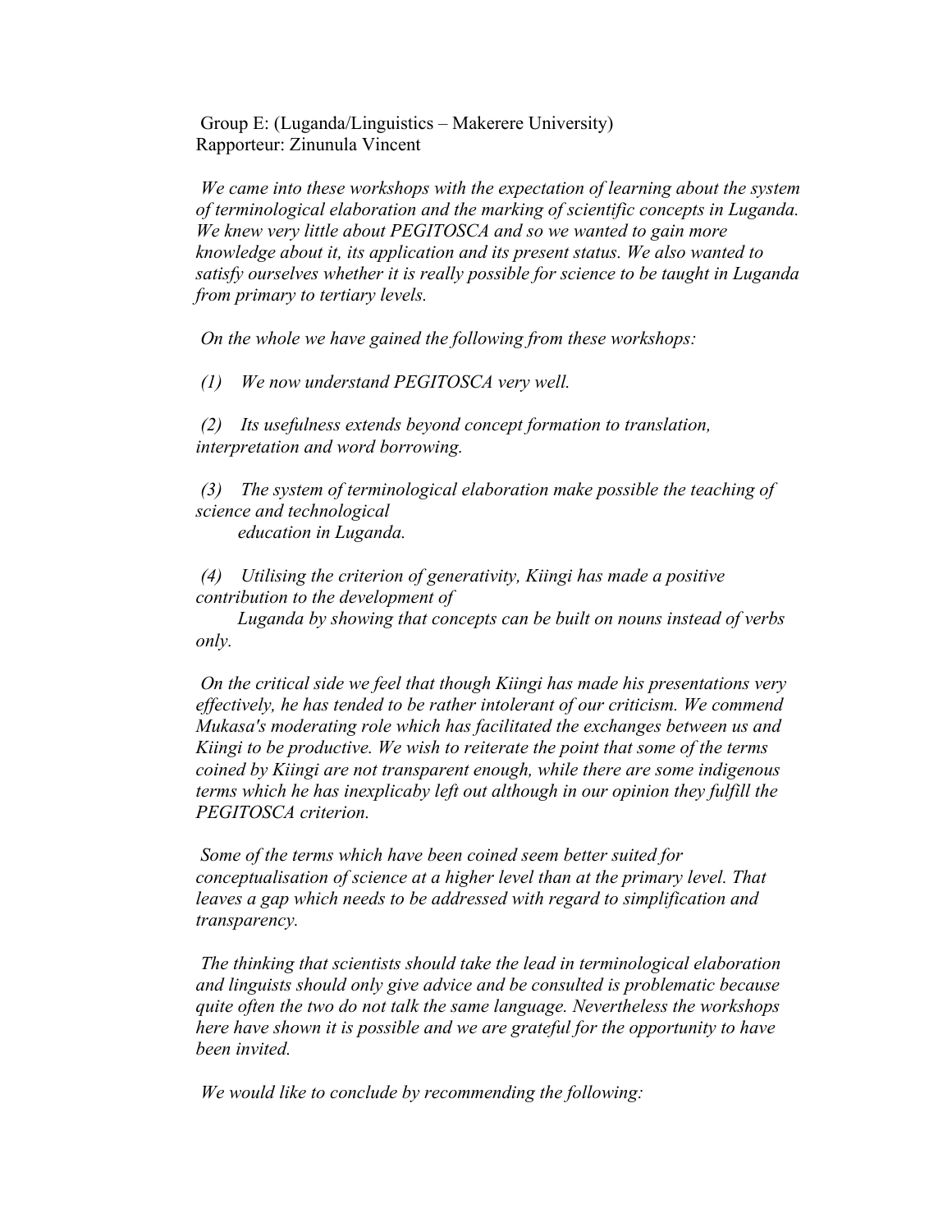Group E: (Luganda/Linguistics – Makerere University)
Rapporteur: Zinunula Vincent

*We came into these workshops with the expectation of learning about the system of terminological elaboration and the marking of scientific concepts in Luganda. We knew very little about PEGITOSCA and so we wanted to gain more knowledge about it, its application and its present status. We also wanted to satisfy ourselves whether it is really possible for science to be taught in Luganda from primary to tertiary levels.*

*On the whole we have gained the following from these workshops:*

*(1) We now understand PEGITOSCA very well.*

*(2) Its usefulness extends beyond concept formation to translation, interpretation and word borrowing.*

*(3) The system of terminological elaboration make possible the teaching of science and technological education in Luganda.*

*(4) Utilising the criterion of generativity, Kiingi has made a positive contribution to the development of Luganda by showing that concepts can be built on nouns instead of verbs only.*

*On the critical side we feel that though Kiingi has made his presentations very effectively, he has tended to be rather intolerant of our criticism. We commend Mukasa's moderating role which has facilitated the exchanges between us and Kiingi to be productive. We wish to reiterate the point that some of the terms coined by Kiingi are not transparent enough, while there are some indigenous terms which he has inexplicaby left out although in our opinion they fulfill the PEGITOSCA criterion.*

*Some of the terms which have been coined seem better suited for conceptualisation of science at a higher level than at the primary level. That leaves a gap which needs to be addressed with regard to simplification and transparency.*

*The thinking that scientists should take the lead in terminological elaboration and linguists should only give advice and be consulted is problematic because quite often the two do not talk the same language. Nevertheless the workshops here have shown it is possible and we are grateful for the opportunity to have been invited.*

*We would like to conclude by recommending the following:*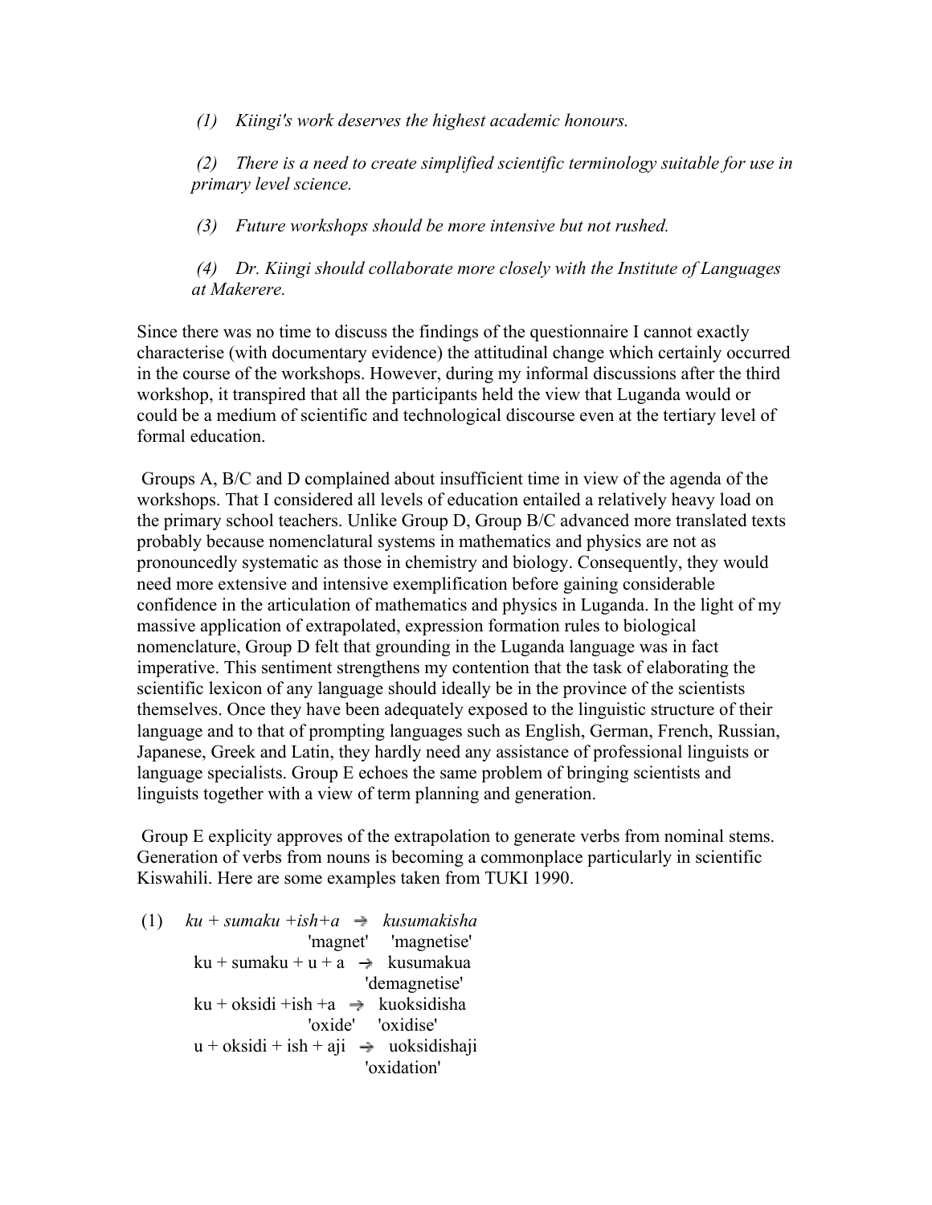*(1) Kiingi's work deserves the highest academic honours.*

*(2) There is a need to create simplified scientific terminology suitable for use in primary level science.*

*(3) Future workshops should be more intensive but not rushed.*

*(4) Dr. Kiingi should collaborate more closely with the Institute of Languages at Makerere.*

Since there was no time to discuss the findings of the questionnaire I cannot exactly characterise (with documentary evidence) the attitudinal change which certainly occurred in the course of the workshops. However, during my informal discussions after the third workshop, it transpired that all the participants held the view that Luganda would or could be a medium of scientific and technological discourse even at the tertiary level of formal education.

Groups A, B/C and D complained about insufficient time in view of the agenda of the workshops. That I considered all levels of education entailed a relatively heavy load on the primary school teachers. Unlike Group D, Group B/C advanced more translated texts probably because nomenclatural systems in mathematics and physics are not as pronouncedly systematic as those in chemistry and biology. Consequently, they would need more extensive and intensive exemplification before gaining considerable confidence in the articulation of mathematics and physics in Luganda. In the light of my massive application of extrapolated, expression formation rules to biological nomenclature, Group D felt that grounding in the Luganda language was in fact imperative. This sentiment strengthens my contention that the task of elaborating the scientific lexicon of any language should ideally be in the province of the scientists themselves. Once they have been adequately exposed to the linguistic structure of their language and to that of prompting languages such as English, German, French, Russian, Japanese, Greek and Latin, they hardly need any assistance of professional linguists or language specialists. Group E echoes the same problem of bringing scientists and linguists together with a view of term planning and generation.

Group E explicity approves of the extrapolation to generate verbs from nominal stems. Generation of verbs from nouns is becoming a commonplace particularly in scientific Kiswahili. Here are some examples taken from TUKI 1990.

(1) *ku + sumaku +ish+a* → *kusumakisha*
'magnet' 'magnetise'
ku + sumaku + u + a → kusumakua
'demagnetise'
ku + oksidi +ish +a → kuoksidisha
'oxide' 'oxidise'
u + oksidi + ish + aji → uoksidishaji
'oxidation'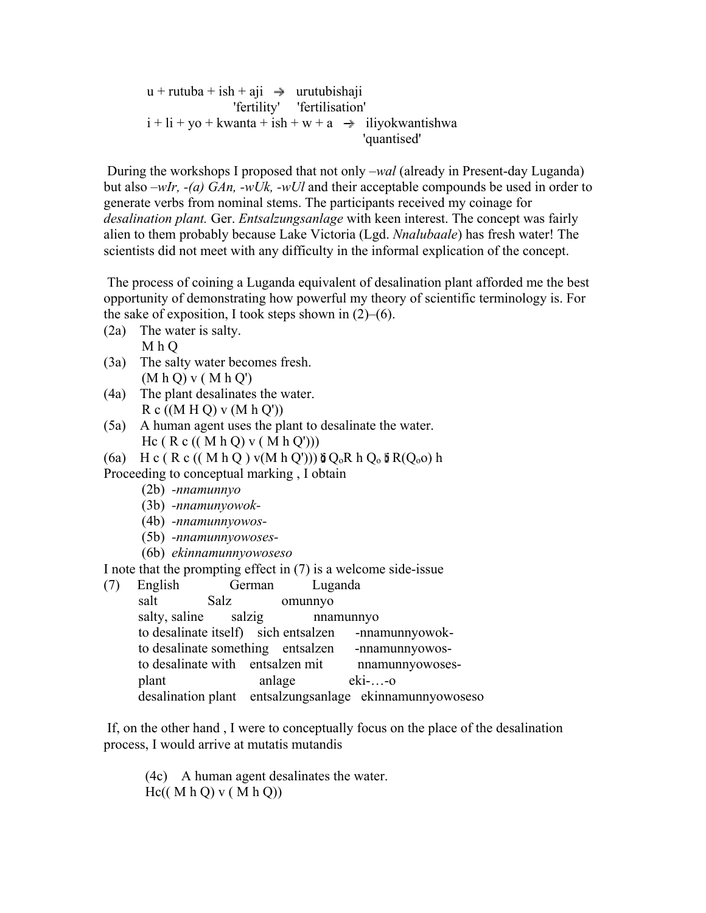u + rutuba + ish + aji → urutubishaji
'fertility' 'fertilisation'

i + li + yo + kwanta + ish + w + a → iliyokwantishwa
'quantised'

During the workshops I proposed that not only *–wal* (already in Present-day Luganda) but also *–wIr, -(a) GAn, -wUk, -wUl* and their acceptable compounds be used in order to generate verbs from nominal stems. The participants received my coinage for *desalination plant.* Ger. *Entsalzungsanlage* with keen interest. The concept was fairly alien to them probably because Lake Victoria (Lgd. *Nnalubaale*) has fresh water! The scientists did not meet with any difficulty in the informal explication of the concept.

The process of coining a Luganda equivalent of desalination plant afforded me the best opportunity of demonstrating how powerful my theory of scientific terminology is. For the sake of exposition, I took steps shown in (2)–(6).

(2a) The water is salty.
M h Q

(3a) The salty water becomes fresh.
(M h Q) v ( M h Q')

(4a) The plant desalinates the water.
R c ((M H Q) v (M h Q'))

(5a) A human agent uses the plant to desalinate the water.
Hc ( R c (( M h Q) v ( M h Q')))

(6a) H c ( R c (( M h Q ) v(M h Q'))) $\eth$ $Q_o$R h $Q_o$ $\eth$ R($Q_o$o) h

Proceeding to conceptual marking , I obtain

(2b) *-nnamunnyo*
(3b) *-nnamunyowok-*
(4b) *-nnamunnyowos-*
(5b) *-nnamunnyowoses-*
(6b) *ekinnamunnyowoseso*

I note that the prompting effect in (7) is a welcome side-issue

(7)

| English | German | Luganda |
|---|---|---|
| salt | Salz | omunnyo |
| salty, saline | salzig | nnamunnyo |
| to desalinate itself) | sich entsalzen | -nnamunnyowok- |
| to desalinate something | entsalzen | -nnamunnyowos- |
| to desalinate with | entsalzen mit | nnamunnyowoses- |
| plant | anlage | eki-…-o |
| desalination plant | entsalzungsanlage | ekinnamunnyowoseso |

If, on the other hand , I were to conceptually focus on the place of the desalination process, I would arrive at mutatis mutandis

(4c) A human agent desalinates the water.
Hc(( M h Q) v ( M h Q))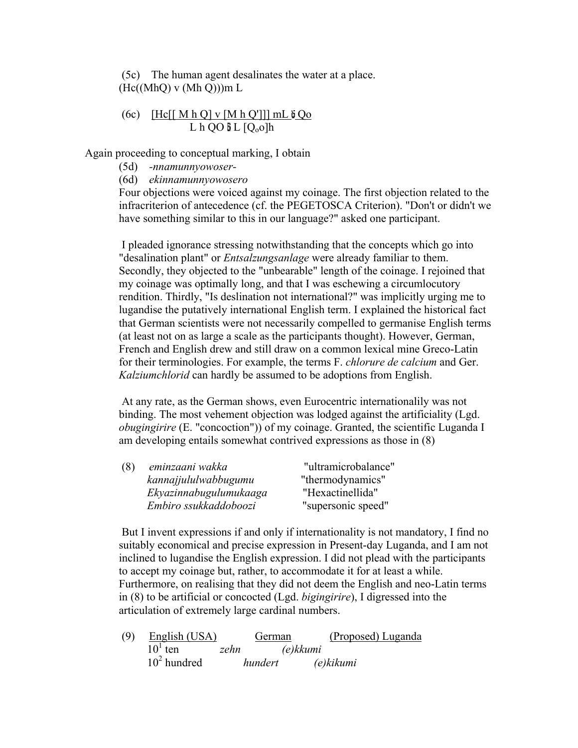(5c) The human agent desalinates the water at a place.
(Hc((MhQ) v (Mh Q)))m L

(6c) [Hc[[ M h Q] v [M h Q']]] mL ♉Qo
L h QO ♉L [$Q_o$o]h

Again proceeding to conceptual marking, I obtain

(5d) *-nnamunnyowoser-*

(6d) *ekinnamunnyowosero*

Four objections were voiced against my coinage. The first objection related to the infracriterion of antecedence (cf. the PEGETOSCA Criterion). "Don't or didn't we have something similar to this in our language?" asked one participant.

I pleaded ignorance stressing notwithstanding that the concepts which go into "desalination plant" or *Entsalzungsanlage* were already familiar to them. Secondly, they objected to the "unbearable" length of the coinage. I rejoined that my coinage was optimally long, and that I was eschewing a circumlocutory rendition. Thirdly, "Is deslination not international?" was implicitly urging me to lugandise the putatively international English term. I explained the historical fact that German scientists were not necessarily compelled to germanise English terms (at least not on as large a scale as the participants thought). However, German, French and English drew and still draw on a common lexical mine Greco-Latin for their terminologies. For example, the terms F. *chlorure de calcium* and Ger. *Kalziumchlorid* can hardly be assumed to be adoptions from English.

At any rate, as the German shows, even Eurocentric internationalily was not binding. The most vehement objection was lodged against the artificiality (Lgd. *obugingirire* (E. "concoction")) of my coinage. Granted, the scientific Luganda I am developing entails somewhat contrived expressions as those in (8)

| (8) | | |
|---|---|---|
| | *eminzaani wakka* | "ultramicrobalance" |
| | *kannajjululwabbugumu* | "thermodynamics" |
| | *Ekyazinnabugulumukaaga* | "Hexactinellida" |
| | *Embiro ssukkaddoboozi* | "supersonic speed" |

But I invent expressions if and only if internationality is not mandatory, I find no suitably economical and precise expression in Present-day Luganda, and I am not inclined to lugandise the English expression. I did not plead with the participants to accept my coinage but, rather, to accommodate it for at least a while. Furthermore, on realising that they did not deem the English and neo-Latin terms in (8) to be artificial or concocted (Lgd. *bigingirire*), I digressed into the articulation of extremely large cardinal numbers.

| (9) | English (USA) | German | (Proposed) Luganda |
|---|---|---|---|
| | $10^1$ ten | *zehn* | *(e)kkumi* |
| | $10^2$ hundred | *hundert* | *(e)kikumi* |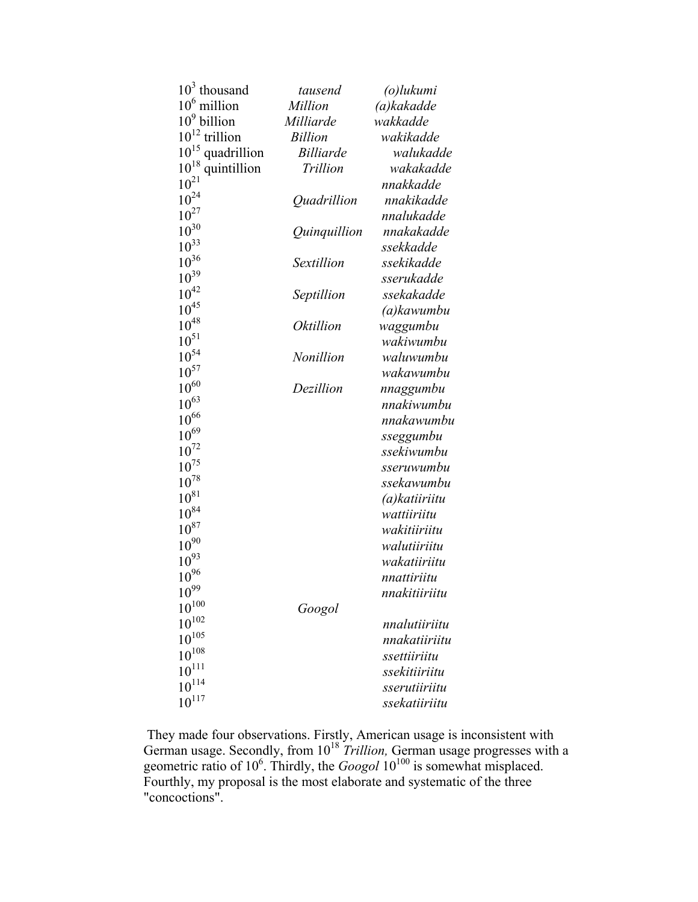| | | |
|---|---|---|
| $10^3$ thousand | *tausend* | *(o)lukumi* |
| $10^6$ million | *Million* | *(a)kakadde* |
| $10^9$ billion | *Milliarde* | *wakkadde* |
| $10^{12}$ trillion | *Billion* | *wakikadde* |
| $10^{15}$ quadrillion | *Billiarde* | *walukadde* |
| $10^{18}$ quintillion | *Trillion* | *wakakadde* |
| $10^{21}$ | | *nnakkadde* |
| $10^{24}$ | *Quadrillion* | *nnakikadde* |
| $10^{27}$ | | *nnalukadde* |
| $10^{30}$ | *Quinquillion* | *nnakakadde* |
| $10^{33}$ | | *ssekkadde* |
| $10^{36}$ | *Sextillion* | *ssekikadde* |
| $10^{39}$ | | *sserukadde* |
| $10^{42}$ | *Septillion* | *ssekakadde* |
| $10^{45}$ | | *(a)kawumbu* |
| $10^{48}$ | *Oktillion* | *waggumbu* |
| $10^{51}$ | | *wakiwumbu* |
| $10^{54}$ | *Nonillion* | *waluwumbu* |
| $10^{57}$ | | *wakawumbu* |
| $10^{60}$ | *Dezillion* | *nnaggumbu* |
| $10^{63}$ | | *nnakiwumbu* |
| $10^{66}$ | | *nnakawumbu* |
| $10^{69}$ | | *sseggumbu* |
| $10^{72}$ | | *ssekiwumbu* |
| $10^{75}$ | | *sseruwumbu* |
| $10^{78}$ | | *ssekawumbu* |
| $10^{81}$ | | *(a)katiiriitu* |
| $10^{84}$ | | *wattiiriitu* |
| $10^{87}$ | | *wakitiiriitu* |
| $10^{90}$ | | *walutiiriitu* |
| $10^{93}$ | | *wakatiiriitu* |
| $10^{96}$ | | *nnattiriitu* |
| $10^{99}$ | | *nnakitiiriitu* |
| $10^{100}$ | *Googol* | |
| $10^{102}$ | | *nnalutiiriitu* |
| $10^{105}$ | | *nnakatiiriitu* |
| $10^{108}$ | | *ssettiiriitu* |
| $10^{111}$ | | *ssekitiiriitu* |
| $10^{114}$ | | *sserutiiriitu* |
| $10^{117}$ | | *ssekatiiriitu* |

They made four observations. Firstly, American usage is inconsistent with German usage. Secondly, from $10^{18}$ *Trillion,* German usage progresses with a geometric ratio of $10^6$. Thirdly, the *Googol* $10^{100}$ is somewhat misplaced. Fourthly, my proposal is the most elaborate and systematic of the three "concoctions".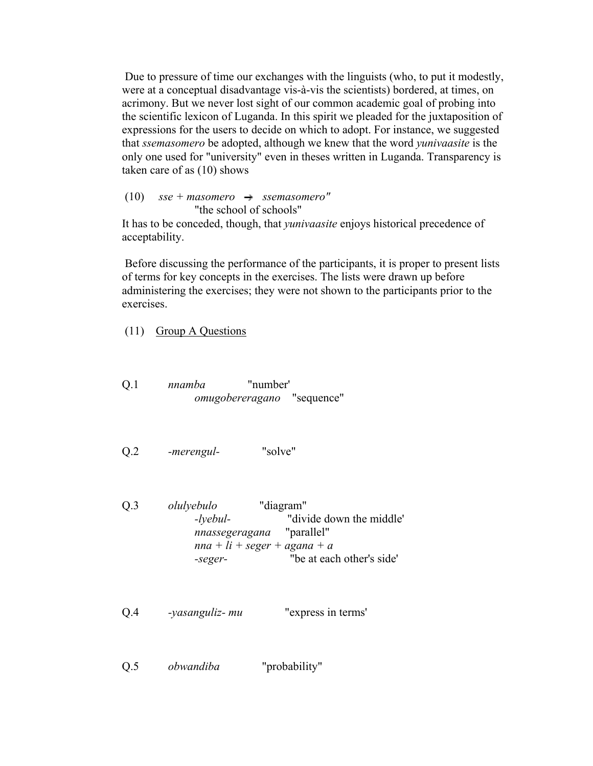Due to pressure of time our exchanges with the linguists (who, to put it modestly, were at a conceptual disadvantage vis-à-vis the scientists) bordered, at times, on acrimony. But we never lost sight of our common academic goal of probing into the scientific lexicon of Luganda. In this spirit we pleaded for the juxtaposition of expressions for the users to decide on which to adopt. For instance, we suggested that *ssemasomero* be adopted, although we knew that the word *yunivaasite* is the only one used for "university" even in theses written in Luganda. Transparency is taken care of as (10) shows

(10) *sse* + *masomero* → *ssemasomero"*
"the school of schools"

It has to be conceded, though, that *yunivaasite* enjoys historical precedence of acceptability.

Before discussing the performance of the participants, it is proper to present lists of terms for key concepts in the exercises. The lists were drawn up before administering the exercises; they were not shown to the participants prior to the exercises.

(11) Group A Questions

Q.1 *nnamba* "number'
*omugobereragano* "sequence"

Q.2 *-merengul-* "solve"

Q.3 *olulyebulo* "diagram"
*-lyebul-* "divide down the middle'
*nnassegeragana* "parallel"
*nna* + *li* + *seger* + *agana* + *a*
*-seger-* "be at each other's side'

Q.4 *-yasanguliz- mu* "express in terms'

Q.5 *obwandiba* "probability"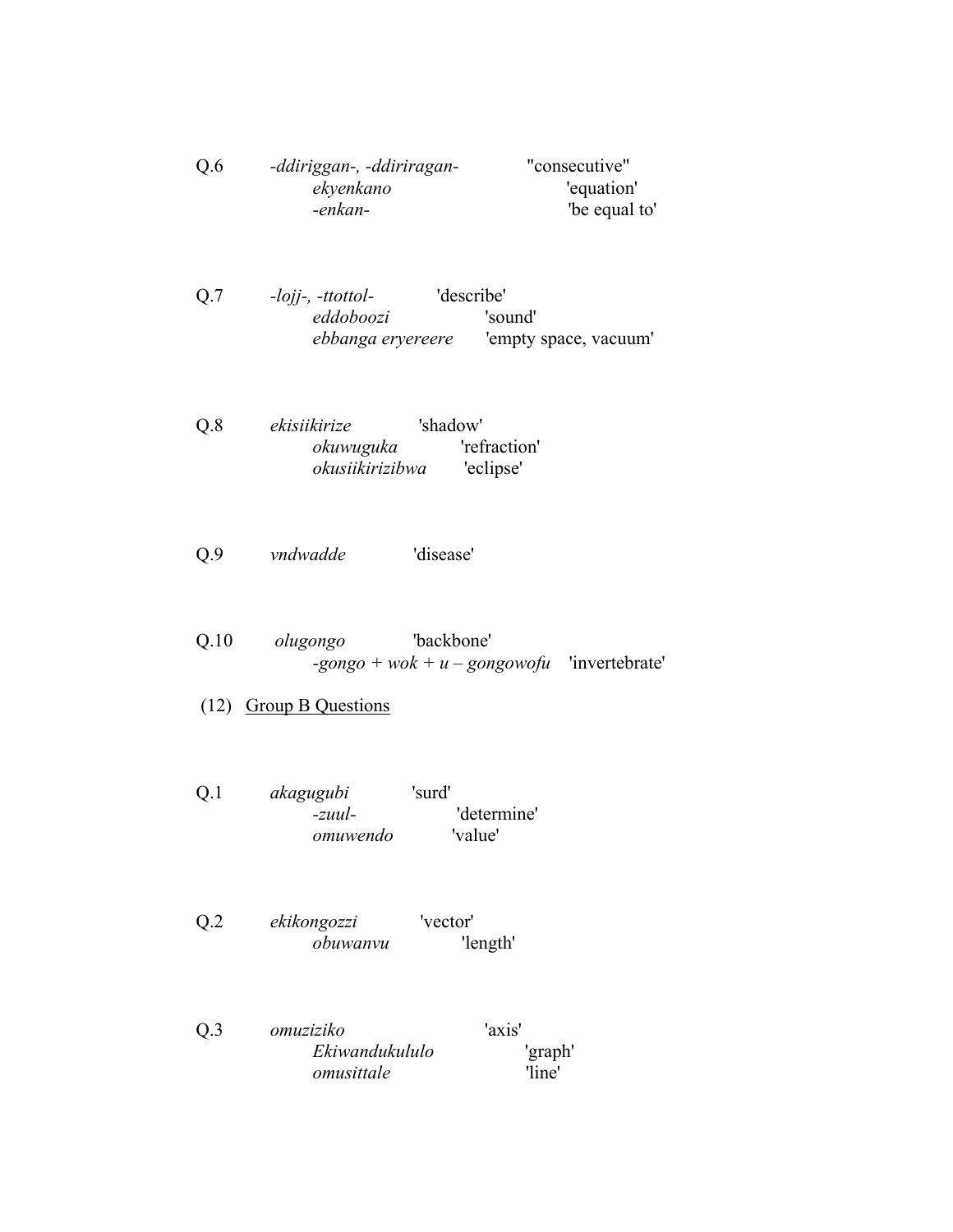Q.6 *-ddiriggan-, -ddiriragan-* "consecutive"
*ekyenkano* 'equation'
*-enkan-* 'be equal to'

Q.7 *-lojj-, -ttottol-* 'describe'
*eddoboozi* 'sound'
*ebbanga eryereere* 'empty space, vacuum'

Q.8 *ekisiikirize* 'shadow'
*okuwuguka* 'refraction'
*okusiikirizibwa* 'eclipse'

Q.9 *vndwadde* 'disease'

Q.10 *olugongo* 'backbone'
*-gongo + wok + u – gongowofu* 'invertebrate'

(12) Group B Questions

Q.1 *akagugubi* 'surd'
*-zuul-* 'determine'
*omuwendo* 'value'

Q.2 *ekikongozzi* 'vector'
*obuwanvu* 'length'

Q.3 *omuziziko* 'axis'
*Ekiwandukululo* 'graph'
*omusittale* 'line'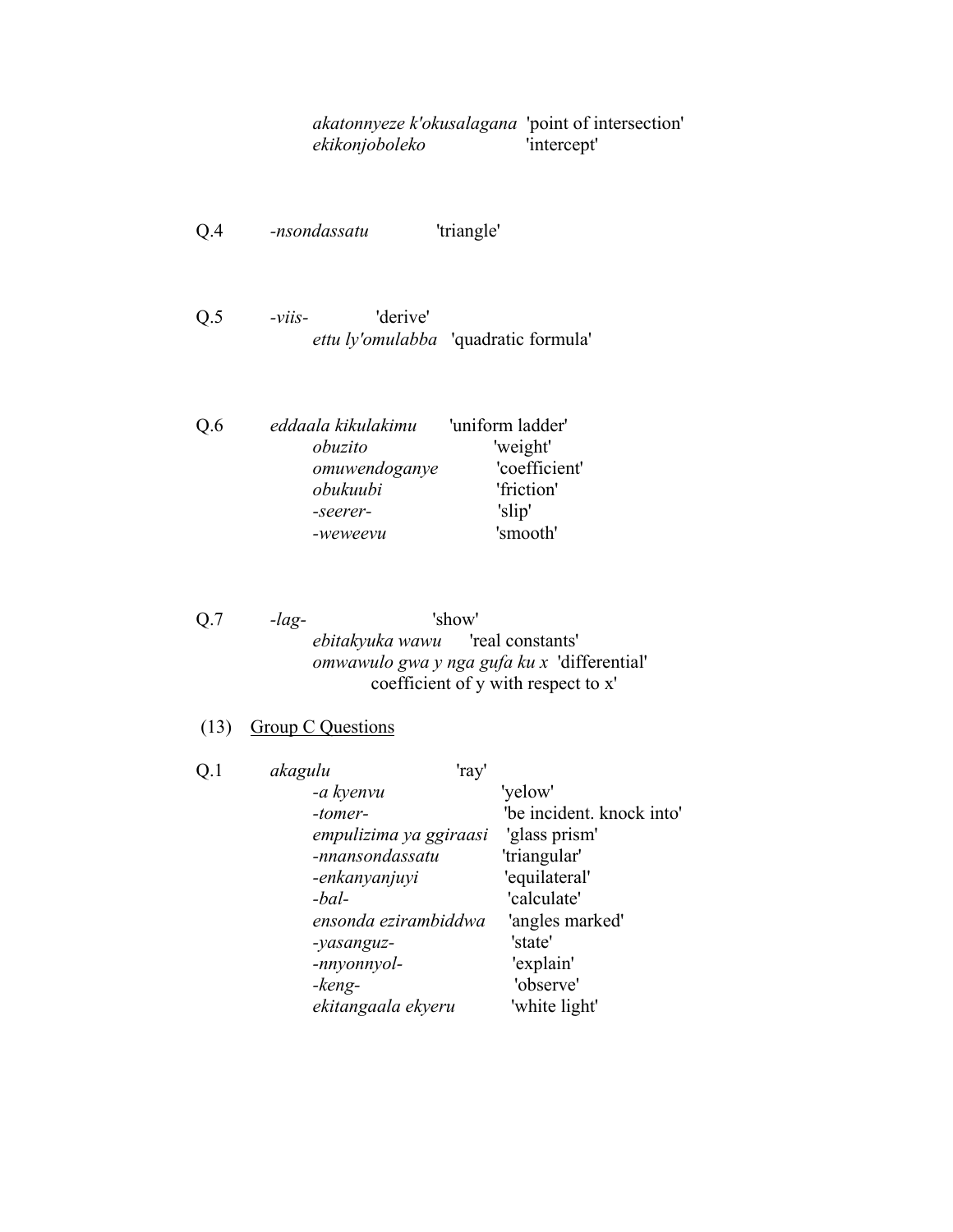*akatonnyeze k'okusalagana* 'point of intersection'
*ekikonjoboleko* 'intercept'

Q.4 *-nsondassatu* 'triangle'

Q.5 *-viis-* 'derive'
*ettu ly'omulabba* 'quadratic formula'

Q.6 *eddaala kikulakimu* 'uniform ladder'
*obuzito* 'weight'
*omuwendoganye* 'coefficient'
*obukuubi* 'friction'
*-seerer-* 'slip'
*-weweevu* 'smooth'

Q.7 *-lag-* 'show'
*ebitakyuka wawu* 'real constants'
*omwawulo gwa y nga gufa ku x* 'differential' coefficient of y with respect to x'

(13) <u>Group C Questions</u>

Q.1 *akagulu* 'ray'
*-a kyenvu* 'yelow'
*-tomer-* 'be incident. knock into'
*empulizima ya ggiraasi* 'glass prism'
*-nnansondassatu* 'triangular'
*-enkanyanjuyi* 'equilateral'
*-bal-* 'calculate'
*ensonda ezirambiddwa* 'angles marked'
*-yasanguz-* 'state'
*-nnyonnyol-* 'explain'
*-keng-* 'observe'
*ekitangaala ekyeru* 'white light'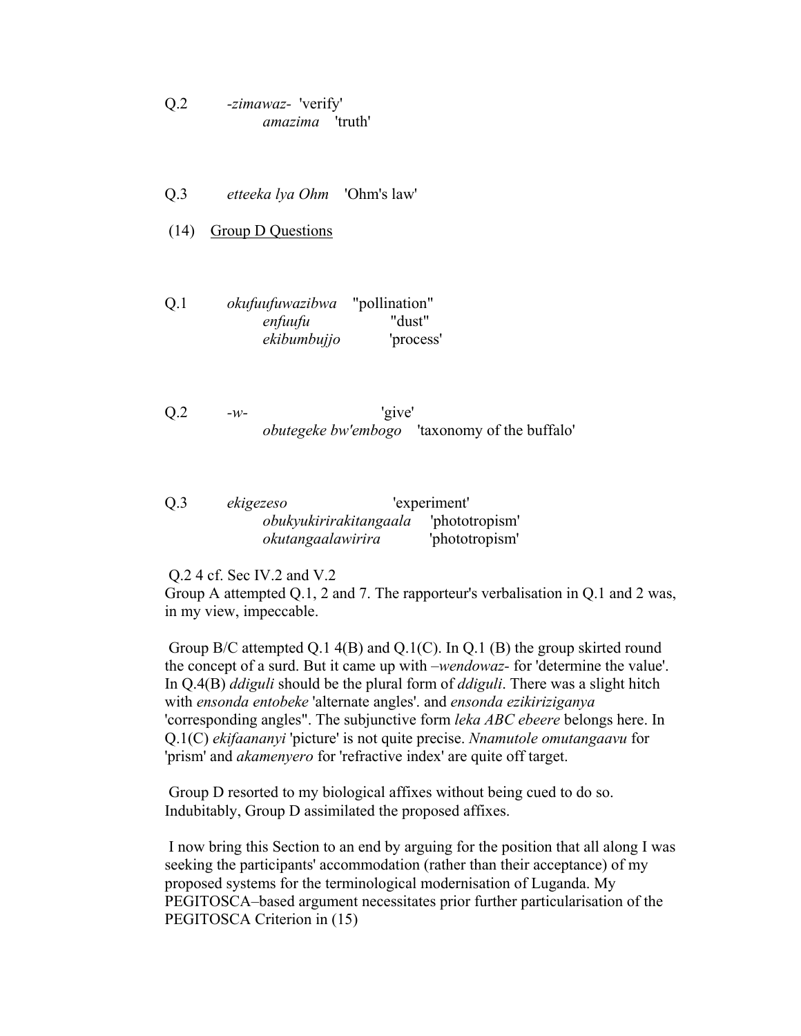Q.2 *-zimawaz-* 'verify'
*amazima* 'truth'

Q.3 *etteeka lya Ohm* 'Ohm's law'

(14) <u>Group D Questions</u>

Q.1 *okufuufuwazibwa* "pollination"
*enfuufu* "dust"
*ekibumbujjo* 'process'

Q.2 *-w-* 'give'
*obutegeke bw'embogo* 'taxonomy of the buffalo'

Q.3 *ekigezeso* 'experiment'
*obukyukirirakitangaala* 'phototropism'
*okutangaalawirira* 'phototropism'

Q.2 4 cf. Sec IV.2 and V.2

Group A attempted Q.1, 2 and 7. The rapporteur's verbalisation in Q.1 and 2 was, in my view, impeccable.

Group B/C attempted Q.1 4(B) and Q.1(C). In Q.1 (B) the group skirted round the concept of a surd. But it came up with *–wendowaz-* for 'determine the value'. In Q.4(B) *ddiguli* should be the plural form of *ddiguli*. There was a slight hitch with *ensonda entobeke* 'alternate angles'. and *ensonda ezikiriziganya* 'corresponding angles". The subjunctive form *leka ABC ebeere* belongs here. In Q.1(C) *ekifaananyi* 'picture' is not quite precise. *Nnamutole omutangaavu* for 'prism' and *akamenyero* for 'refractive index' are quite off target.

Group D resorted to my biological affixes without being cued to do so. Indubitably, Group D assimilated the proposed affixes.

I now bring this Section to an end by arguing for the position that all along I was seeking the participants' accommodation (rather than their acceptance) of my proposed systems for the terminological modernisation of Luganda. My PEGITOSCA–based argument necessitates prior further particularisation of the PEGITOSCA Criterion in (15)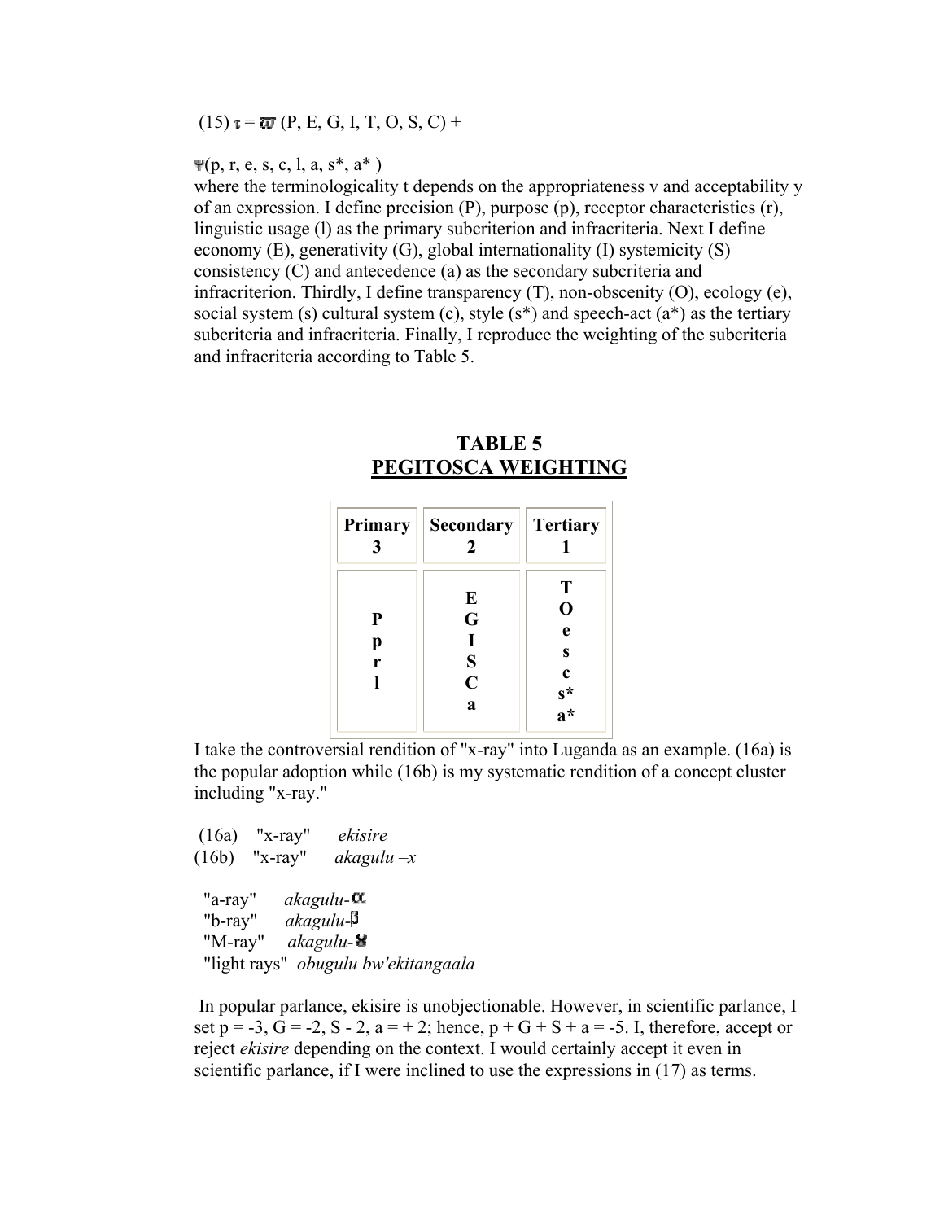(15) $\tau = \varpi$ (P, E, G, I, T, O, S, C) +

$\psi$(p, r, e, s, c, l, a, s*, a* )
where the terminologicality t depends on the appropriateness v and acceptability y of an expression. I define precision (P), purpose (p), receptor characteristics (r), linguistic usage (l) as the primary subcriterion and infracriteria. Next I define economy (E), generativity (G), global internationality (I) systemicity (S) consistency (C) and antecedence (a) as the secondary subcriteria and infracriterion. Thirdly, I define transparency (T), non-obscenity (O), ecology (e), social system (s) cultural system (c), style (s*) and speech-act (a*) as the tertiary subcriteria and infracriteria. Finally, I reproduce the weighting of the subcriteria and infracriteria according to Table 5.

## TABLE 5
## PEGITOSCA WEIGHTING

| Primary 3 | Secondary 2 | Tertiary 1 |
|---|---|---|
| P p r l | E G I S C a | T O e s c s* a* |

I take the controversial rendition of "x-ray" into Luganda as an example. (16a) is the popular adoption while (16b) is my systematic rendition of a concept cluster including "x-ray."

(16a) "x-ray" *ekisire*
(16b) "x-ray" *akagulu –x*

"a-ray" *akagulu-*$\alpha$
"b-ray" *akagulu-*$\beta$
"M-ray" *akagulu-*$\gamma$
"light rays" *obugulu bw'ekitangaala*

In popular parlance, ekisire is unobjectionable. However, in scientific parlance, I set p = -3, G = -2, S - 2, a = + 2; hence, p + G + S + a = -5. I, therefore, accept or reject *ekisire* depending on the context. I would certainly accept it even in scientific parlance, if I were inclined to use the expressions in (17) as terms.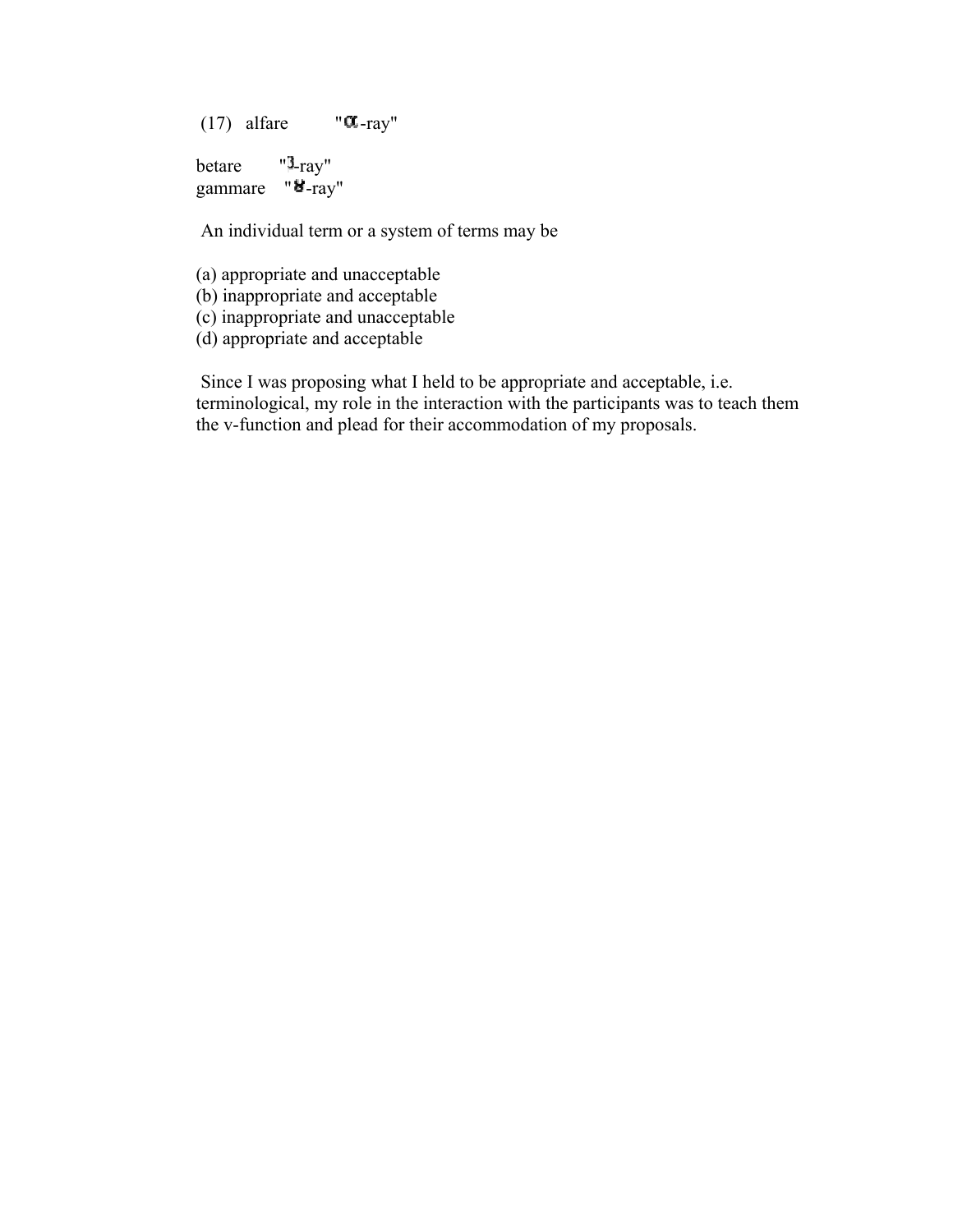(17) alfare "$\alpha$-ray"

betare "$\beta$-ray"
gammare "$\gamma$-ray"

An individual term or a system of terms may be

(a) appropriate and unacceptable
(b) inappropriate and acceptable
(c) inappropriate and unacceptable
(d) appropriate and acceptable

Since I was proposing what I held to be appropriate and acceptable, i.e. terminological, my role in the interaction with the participants was to teach them the v-function and plead for their accommodation of my proposals.